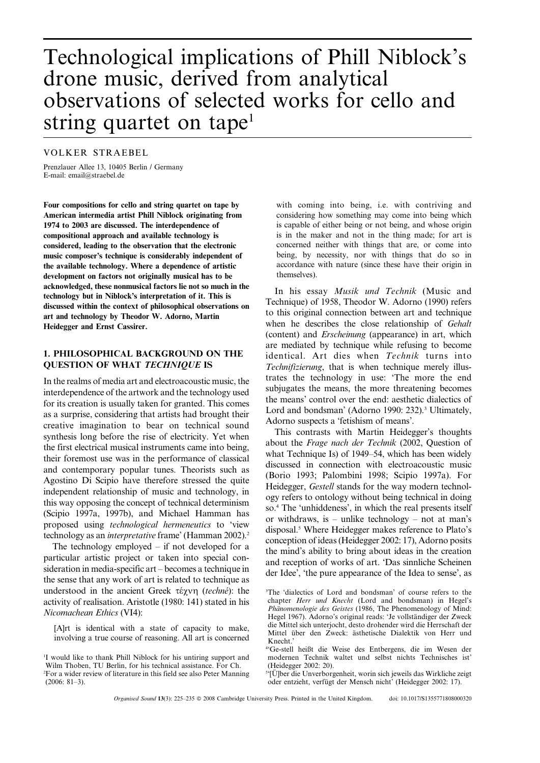# Technological implications of Phill Niblock's drone music, derived from analytical observations of selected works for cello and string quartet on tape[1]

VOLKER STRAEBEL

Prenzlauer Allee 13, 10405 Berlin / Germany
E-mail: email@straebel.de

**Four compositions for cello and string quartet on tape by American intermedia artist Phill Niblock originating from 1974 to 2003 are discussed. The interdependence of compositional approach and available technology is considered, leading to the observation that the electronic music composer's technique is considerably independent of the available technology. Where a dependence of artistic development on factors not originally musical has to be acknowledged, these nonmusical factors lie not so much in the technology but in Niblock's interpretation of it. This is discussed within the context of philosophical observations on art and technology by Theodor W. Adorno, Martin Heidegger and Ernst Cassirer.**

## 1. PHILOSOPHICAL BACKGROUND ON THE QUESTION OF WHAT *TECHNIQUE* IS

In the realms of media art and electroacoustic music, the interdependence of the artwork and the technology used for its creation is usually taken for granted. This comes as a surprise, considering that artists had brought their creative imagination to bear on technical sound synthesis long before the rise of electricity. Yet when the first electrical musical instruments came into being, their foremost use was in the performance of classical and contemporary popular tunes. Theorists such as Agostino Di Scipio have therefore stressed the quite independent relationship of music and technology, in this way opposing the concept of technical determinism (Scipio 1997a, 1997b), and Michael Hamman has proposed using *technological hermeneutics* to 'view technology as an *interpretative* frame' (Hamman 2002).[2]

The technology employed – if not developed for a particular artistic project or taken into special consideration in media-specific art – becomes a technique in the sense that any work of art is related to technique as understood in the ancient Greek τέχνη (*techné*): the activity of realisation. Aristotle (1980: 141) stated in his *Nicomachean Ethics* (VI4):

> [A]rt is identical with a state of capacity to make, involving a true course of reasoning. All art is concerned with coming into being, i.e. with contriving and considering how something may come into being which is capable of either being or not being, and whose origin is in the maker and not in the thing made; for art is concerned neither with things that are, or come into being, by necessity, nor with things that do so in accordance with nature (since these have their origin in themselves).

In his essay *Musik und Technik* (Music and Technique) of 1958, Theodor W. Adorno (1990) refers to this original connection between art and technique when he describes the close relationship of *Gehalt* (content) and *Erscheinung* (appearance) in art, which are mediated by technique while refusing to become identical. Art dies when *Technik* turns into *Technifizierung*, that is when technique merely illustrates the technology in use: 'The more the end subjugates the means, the more threatening becomes the means' control over the end: aesthetic dialectics of Lord and bondsman' (Adorno 1990: 232).[3] Ultimately, Adorno suspects a 'fetishism of means'.

This contrasts with Martin Heidegger's thoughts about the *Frage nach der Technik* (2002, Question of what Technique Is) of 1949–54, which has been widely discussed in connection with electroacoustic music (Borio 1993; Palombini 1998; Scipio 1997a). For Heidegger, *Gestell* stands for the way modern technology refers to ontology without being technical in doing so.[4] The 'unhiddeness', in which the real presents itself or withdraws, is – unlike technology – not at man's disposal.[5] Where Heidegger makes reference to Plato's conception of ideas (Heidegger 2002: 17), Adorno posits the mind's ability to bring about ideas in the creation and reception of works of art. 'Das sinnliche Scheinen der Idee', 'the pure appearance of the Idea to sense', as

[1] I would like to thank Phill Niblock for his untiring support and Wilm Thoben, TU Berlin, for his technical assistance. For Ch.

[2] For a wider review of literature in this field see also Peter Manning (2006: 81–3).

[3] The 'dialectics of Lord and bondsman' of course refers to the chapter *Herr und Knecht* (Lord and bondsman) in Hegel's *Phänomenologie des Geistes* (1986, The Phenomenology of Mind: Hegel 1967). Adorno's original reads: 'Je vollständiger der Zweck die Mittel sich unterjocht, desto drohender wird die Herrschaft der Mittel über den Zweck: ästhetische Dialektik von Herr und Knecht.'

[4] 'Ge-stell heißt die Weise des Entbergens, die im Wesen der modernen Technik waltet und selbst nichts Technisches ist' (Heidegger 2002: 20).

[5] '[Ü]ber die Unverborgenheit, worin sich jeweils das Wirkliche zeigt oder entzieht, verfügt der Mensch nicht' (Heidegger 2002: 17).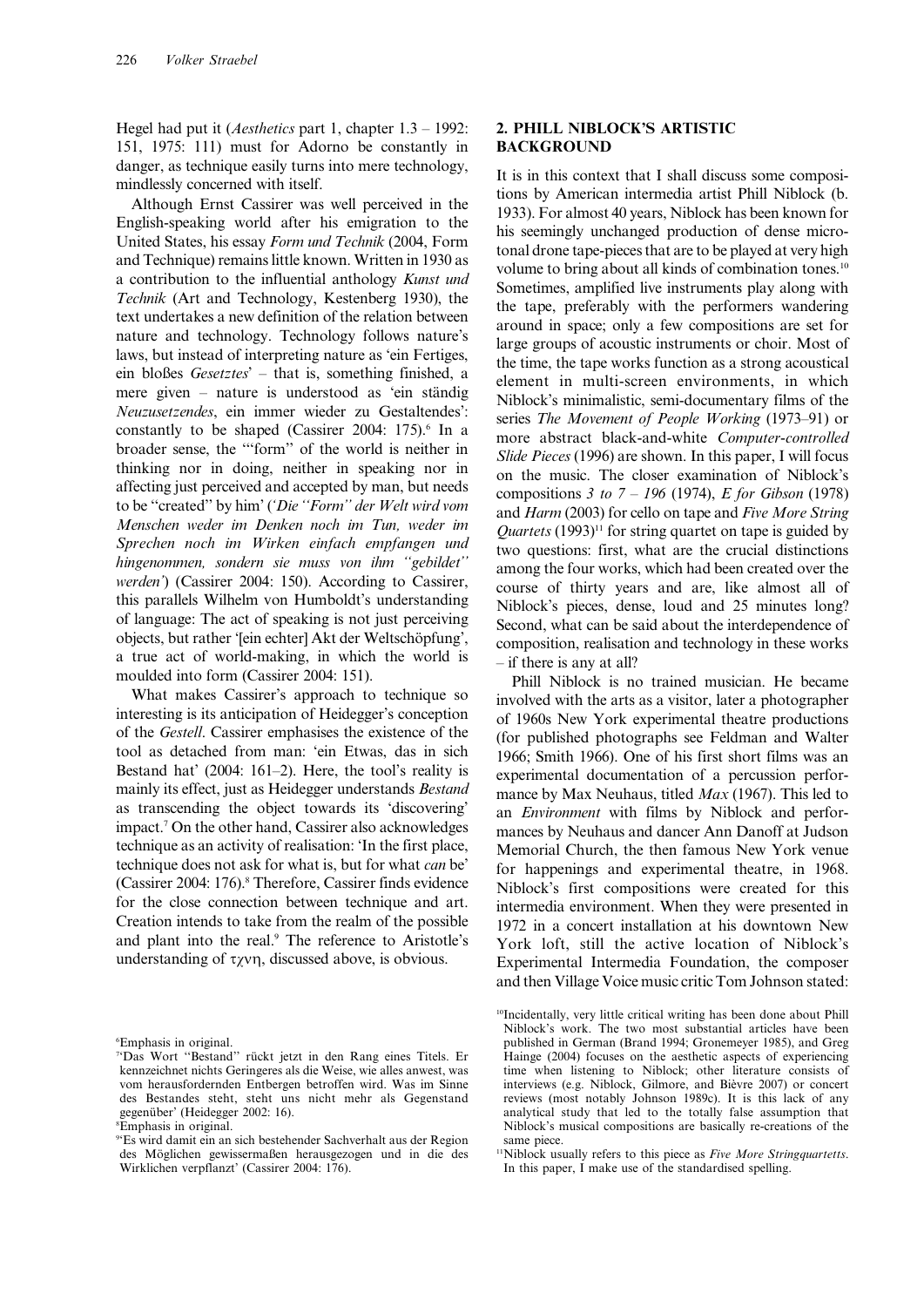Hegel had put it (*Aesthetics* part 1, chapter 1.3 – 1992: 151, 1975: 111) must for Adorno be constantly in danger, as technique easily turns into mere technology, mindlessly concerned with itself.

Although Ernst Cassirer was well perceived in the English-speaking world after his emigration to the United States, his essay *Form und Technik* (2004, Form and Technique) remains little known. Written in 1930 as a contribution to the influential anthology *Kunst und Technik* (Art and Technology, Kestenberg 1930), the text undertakes a new definition of the relation between nature and technology. Technology follows nature's laws, but instead of interpreting nature as 'ein Fertiges, ein bloßes *Gesetztes*' – that is, something finished, a mere given – nature is understood as 'ein ständig *Neuzusetzendes*, ein immer wieder zu Gestaltendes': constantly to be shaped (Cassirer 2004: 175).[6] In a broader sense, the '"form" of the world is neither in thinking nor in doing, neither in speaking nor in affecting just perceived and accepted by man, but needs to be "created" by him' ('*Die "Form" der Welt wird vom Menschen weder im Denken noch im Tun, weder im Sprechen noch im Wirken einfach empfangen und hingenommen, sondern sie muss von ihm "gebildet" werden*') (Cassirer 2004: 150). According to Cassirer, this parallels Wilhelm von Humboldt's understanding of language: The act of speaking is not just perceiving objects, but rather '[ein echter] Akt der Weltschöpfung', a true act of world-making, in which the world is moulded into form (Cassirer 2004: 151).

What makes Cassirer's approach to technique so interesting is its anticipation of Heidegger's conception of the *Gestell*. Cassirer emphasises the existence of the tool as detached from man: 'ein Etwas, das in sich Bestand hat' (2004: 161–2). Here, the tool's reality is mainly its effect, just as Heidegger understands *Bestand* as transcending the object towards its 'discovering' impact.[7] On the other hand, Cassirer also acknowledges technique as an activity of realisation: 'In the first place, technique does not ask for what is, but for what *can* be' (Cassirer 2004: 176).[8] Therefore, Cassirer finds evidence for the close connection between technique and art. Creation intends to take from the realm of the possible and plant into the real.[9] The reference to Aristotle's understanding of τχνη, discussed above, is obvious.

## 2. PHILL NIBLOCK'S ARTISTIC BACKGROUND

It is in this context that I shall discuss some compositions by American intermedia artist Phill Niblock (b. 1933). For almost 40 years, Niblock has been known for his seemingly unchanged production of dense microtonal drone tape-pieces that are to be played at very high volume to bring about all kinds of combination tones.[10] Sometimes, amplified live instruments play along with the tape, preferably with the performers wandering around in space; only a few compositions are set for large groups of acoustic instruments or choir. Most of the time, the tape works function as a strong acoustical element in multi-screen environments, in which Niblock's minimalistic, semi-documentary films of the series *The Movement of People Working* (1973–91) or more abstract black-and-white *Computer-controlled Slide Pieces* (1996) are shown. In this paper, I will focus on the music. The closer examination of Niblock's compositions *3 to 7 – 196* (1974), *E for Gibson* (1978) and *Harm* (2003) for cello on tape and *Five More String Quartets* (1993)[11] for string quartet on tape is guided by two questions: first, what are the crucial distinctions among the four works, which had been created over the course of thirty years and are, like almost all of Niblock's pieces, dense, loud and 25 minutes long? Second, what can be said about the interdependence of composition, realisation and technology in these works – if there is any at all?

Phill Niblock is no trained musician. He became involved with the arts as a visitor, later a photographer of 1960s New York experimental theatre productions (for published photographs see Feldman and Walter 1966; Smith 1966). One of his first short films was an experimental documentation of a percussion performance by Max Neuhaus, titled *Max* (1967). This led to an *Environment* with films by Niblock and performances by Neuhaus and dancer Ann Danoff at Judson Memorial Church, the then famous New York venue for happenings and experimental theatre, in 1968. Niblock's first compositions were created for this intermedia environment. When they were presented in 1972 in a concert installation at his downtown New York loft, still the active location of Niblock's Experimental Intermedia Foundation, the composer and then Village Voice music critic Tom Johnson stated:

---

[6]Emphasis in original.

[7]'Das Wort "Bestand" rückt jetzt in den Rang eines Titels. Er kennzeichnet nichts Geringeres als die Weise, wie alles anwest, was vom herausfordernden Entbergen betroffen wird. Was im Sinne des Bestandes steht, steht uns nicht mehr als Gegenstand gegenüber' (Heidegger 2002: 16).

[8]Emphasis in original.

[9]'Es wird damit ein an sich bestehender Sachverhalt aus der Region des Möglichen gewissermaßen herausgezogen und in die des Wirklichen verpflanzt' (Cassirer 2004: 176).

[10]Incidentally, very little critical writing has been done about Phill Niblock's work. The two most substantial articles have been published in German (Brand 1994; Gronemeyer 1985), and Greg Hainge (2004) focuses on the aesthetic aspects of experiencing time when listening to Niblock; other literature consists of interviews (e.g. Niblock, Gilmore, and Bièvre 2007) or concert reviews (most notably Johnson 1989c). It is this lack of any analytical study that led to the totally false assumption that Niblock's musical compositions are basically re-creations of the same piece.

[11]Niblock usually refers to this piece as *Five More Stringquartetts*. In this paper, I make use of the standardised spelling.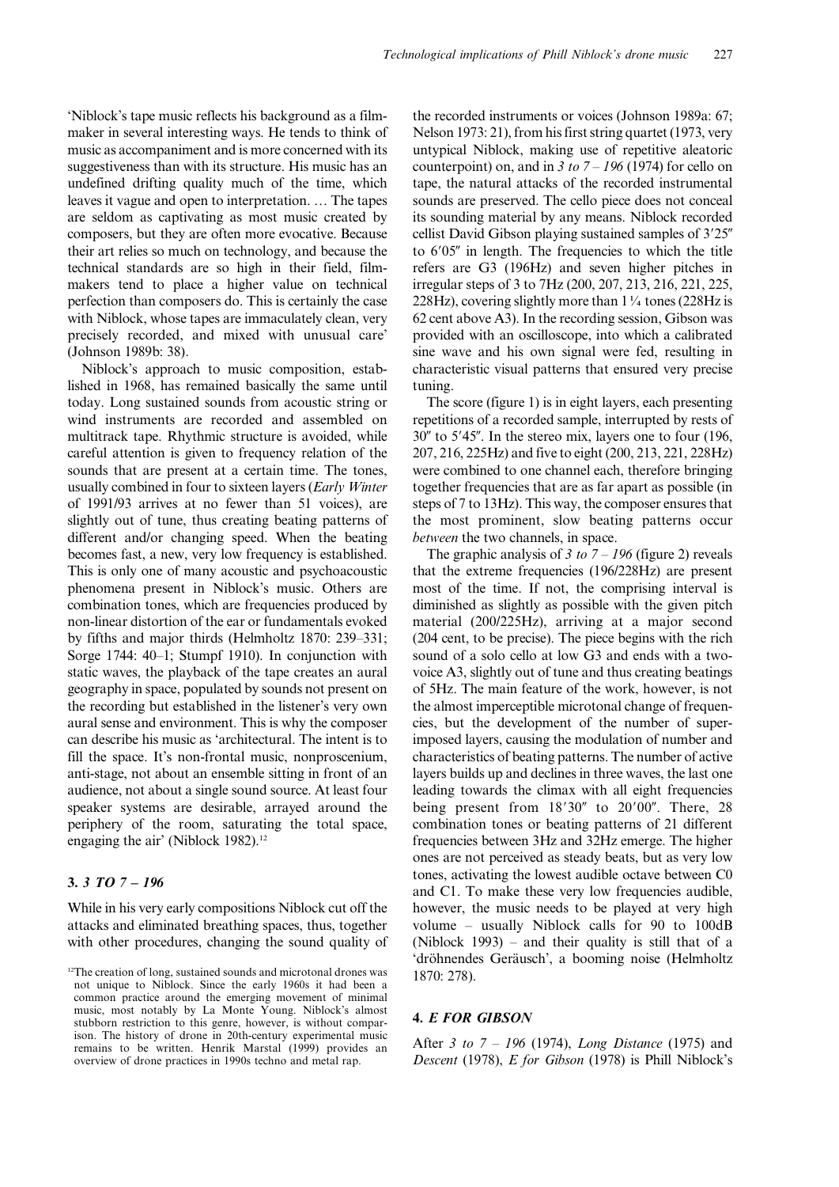'Niblock's tape music reflects his background as a filmmaker in several interesting ways. He tends to think of music as accompaniment and is more concerned with its suggestiveness than with its structure. His music has an undefined drifting quality much of the time, which leaves it vague and open to interpretation. … The tapes are seldom as captivating as most music created by composers, but they are often more evocative. Because their art relies so much on technology, and because the technical standards are so high in their field, filmmakers tend to place a higher value on technical perfection than composers do. This is certainly the case with Niblock, whose tapes are immaculately clean, very precisely recorded, and mixed with unusual care' (Johnson 1989b: 38).

Niblock's approach to music composition, established in 1968, has remained basically the same until today. Long sustained sounds from acoustic string or wind instruments are recorded and assembled on multitrack tape. Rhythmic structure is avoided, while careful attention is given to frequency relation of the sounds that are present at a certain time. The tones, usually combined in four to sixteen layers (*Early Winter* of 1991/93 arrives at no fewer than 51 voices), are slightly out of tune, thus creating beating patterns of different and/or changing speed. When the beating becomes fast, a new, very low frequency is established. This is only one of many acoustic and psychoacoustic phenomena present in Niblock's music. Others are combination tones, which are frequencies produced by non-linear distortion of the ear or fundamentals evoked by fifths and major thirds (Helmholtz 1870: 239–331; Sorge 1744: 40–1; Stumpf 1910). In conjunction with static waves, the playback of the tape creates an aural geography in space, populated by sounds not present on the recording but established in the listener's very own aural sense and environment. This is why the composer can describe his music as 'architectural. The intent is to fill the space. It's non-frontal music, nonproscenium, anti-stage, not about an ensemble sitting in front of an audience, not about a single sound source. At least four speaker systems are desirable, arrayed around the periphery of the room, saturating the total space, engaging the air' (Niblock 1982).[12]

## 3. *3 TO 7 – 196*

While in his very early compositions Niblock cut off the attacks and eliminated breathing spaces, thus, together with other procedures, changing the sound quality of the recorded instruments or voices (Johnson 1989a: 67; Nelson 1973: 21), from his first string quartet (1973, very untypical Niblock, making use of repetitive aleatoric counterpoint) on, and in *3 to 7 – 196* (1974) for cello on tape, the natural attacks of the recorded instrumental sounds are preserved. The cello piece does not conceal its sounding material by any means. Niblock recorded cellist David Gibson playing sustained samples of 3′25″ to 6′05″ in length. The frequencies to which the title refers are G3 (196Hz) and seven higher pitches in irregular steps of 3 to 7Hz (200, 207, 213, 216, 221, 225, 228Hz), covering slightly more than 1¼ tones (228Hz is 62 cent above A3). In the recording session, Gibson was provided with an oscilloscope, into which a calibrated sine wave and his own signal were fed, resulting in characteristic visual patterns that ensured very precise tuning.

The score (figure 1) is in eight layers, each presenting repetitions of a recorded sample, interrupted by rests of 30″ to 5′45″. In the stereo mix, layers one to four (196, 207, 216, 225Hz) and five to eight (200, 213, 221, 228Hz) were combined to one channel each, therefore bringing together frequencies that are as far apart as possible (in steps of 7 to 13Hz). This way, the composer ensures that the most prominent, slow beating patterns occur *between* the two channels, in space.

The graphic analysis of *3 to 7 – 196* (figure 2) reveals that the extreme frequencies (196/228Hz) are present most of the time. If not, the comprising interval is diminished as slightly as possible with the given pitch material (200/225Hz), arriving at a major second (204 cent, to be precise). The piece begins with the rich sound of a solo cello at low G3 and ends with a two-voice A3, slightly out of tune and thus creating beatings of 5Hz. The main feature of the work, however, is not the almost imperceptible microtonal change of frequencies, but the development of the number of superimposed layers, causing the modulation of number and characteristics of beating patterns. The number of active layers builds up and declines in three waves, the last one leading towards the climax with all eight frequencies being present from 18′30″ to 20′00″. There, 28 combination tones or beating patterns of 21 different frequencies between 3Hz and 32Hz emerge. The higher ones are not perceived as steady beats, but as very low tones, activating the lowest audible octave between C0 and C1. To make these very low frequencies audible, however, the music needs to be played at very high volume – usually Niblock calls for 90 to 100dB (Niblock 1993) – and their quality is still that of a 'dröhnendes Geräusch', a booming noise (Helmholtz 1870: 278).

## 4. *E FOR GIBSON*

After *3 to 7 – 196* (1974), *Long Distance* (1975) and *Descent* (1978), *E for Gibson* (1978) is Phill Niblock's

[12]The creation of long, sustained sounds and microtonal drones was not unique to Niblock. Since the early 1960s it had been a common practice around the emerging movement of minimal music, most notably by La Monte Young. Niblock's almost stubborn restriction to this genre, however, is without comparison. The history of drone in 20th-century experimental music remains to be written. Henrik Marstal (1999) provides an overview of drone practices in 1990s techno and metal rap.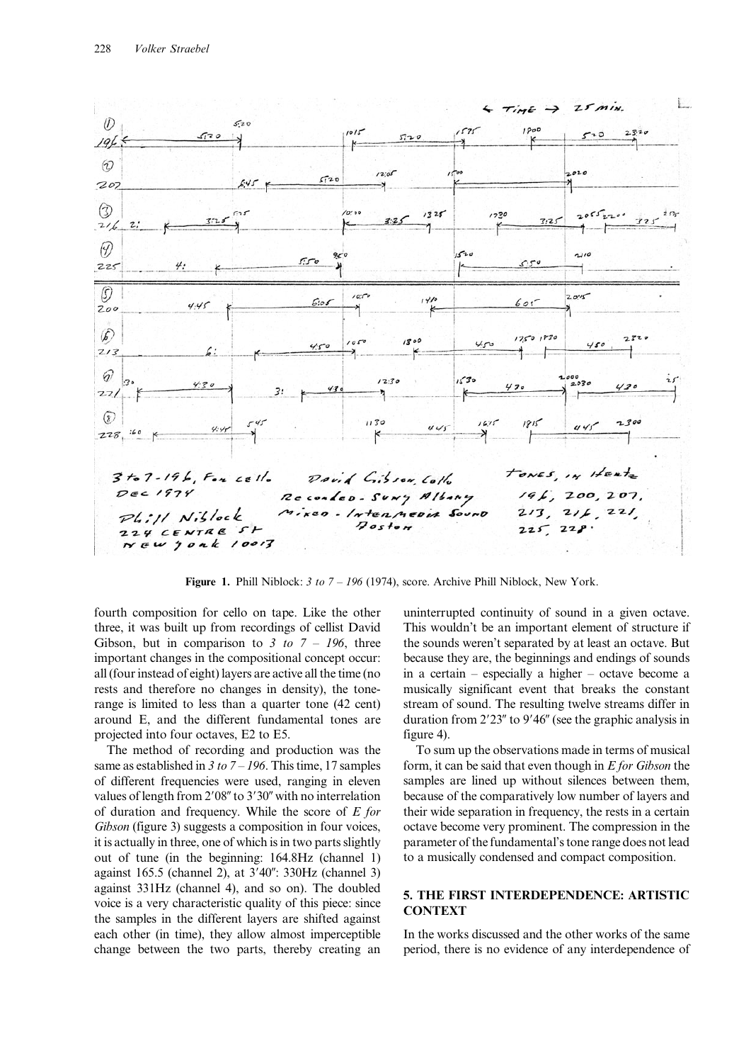**Figure 1.** Phill Niblock: *3 to 7 – 196* (1974), score. Archive Phill Niblock, New York.

fourth composition for cello on tape. Like the other three, it was built up from recordings of cellist David Gibson, but in comparison to *3 to 7 – 196*, three important changes in the compositional concept occur: all (four instead of eight) layers are active all the time (no rests and therefore no changes in density), the tone-range is limited to less than a quarter tone (42 cent) around E, and the different fundamental tones are projected into four octaves, E2 to E5.

The method of recording and production was the same as established in *3 to 7 – 196*. This time, 17 samples of different frequencies were used, ranging in eleven values of length from 2′08″ to 3′30″ with no interrelation of duration and frequency. While the score of *E for Gibson* (figure 3) suggests a composition in four voices, it is actually in three, one of which is in two parts slightly out of tune (in the beginning: 164.8Hz (channel 1) against 165.5 (channel 2), at 3′40″: 330Hz (channel 3) against 331Hz (channel 4), and so on). The doubled voice is a very characteristic quality of this piece: since the samples in the different layers are shifted against each other (in time), they allow almost imperceptible change between the two parts, thereby creating an uninterrupted continuity of sound in a given octave. This wouldn't be an important element of structure if the sounds weren't separated by at least an octave. But because they are, the beginnings and endings of sounds in a certain – especially a higher – octave become a musically significant event that breaks the constant stream of sound. The resulting twelve streams differ in duration from 2′23″ to 9′46″ (see the graphic analysis in figure 4).

To sum up the observations made in terms of musical form, it can be said that even though in *E for Gibson* the samples are lined up without silences between them, because of the comparatively low number of layers and their wide separation in frequency, the rests in a certain octave become very prominent. The compression in the parameter of the fundamental's tone range does not lead to a musically condensed and compact composition.

## 5. THE FIRST INTERDEPENDENCE: ARTISTIC CONTEXT

In the works discussed and the other works of the same period, there is no evidence of any interdependence of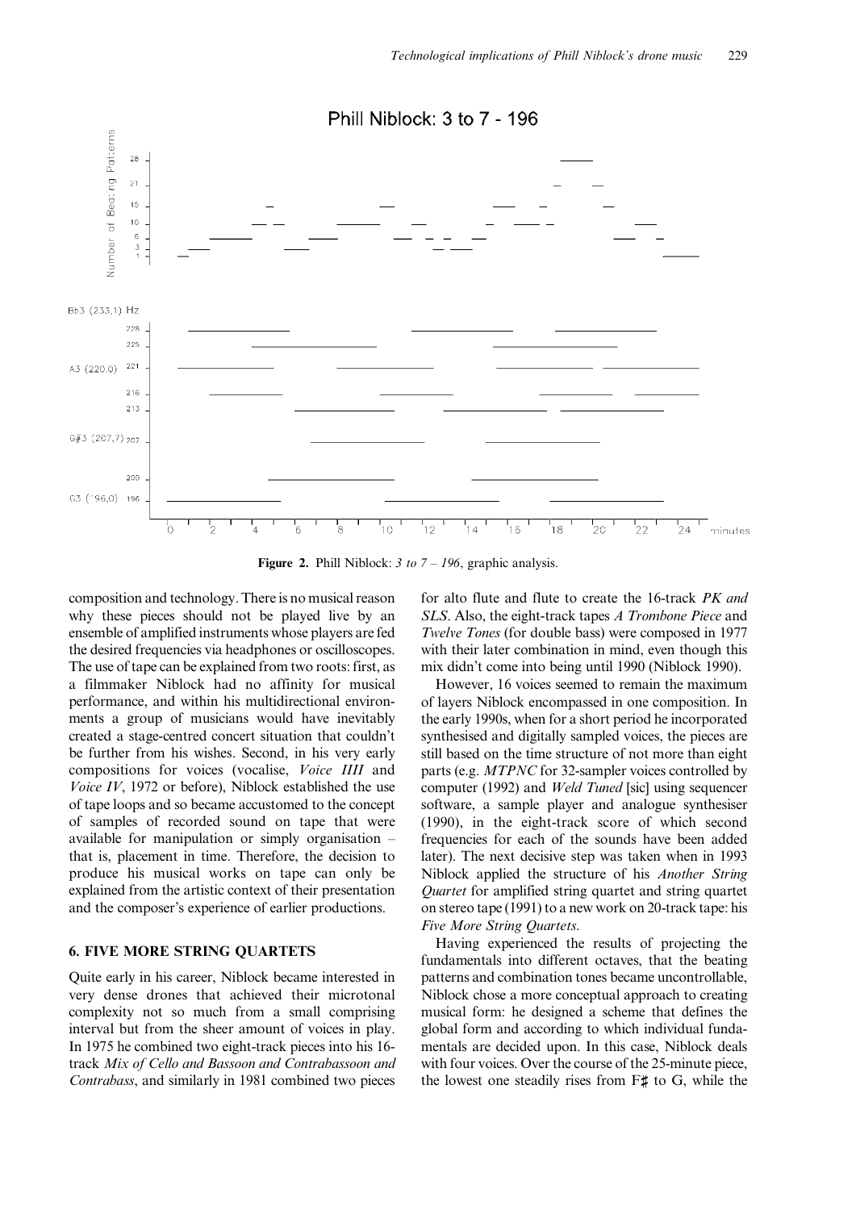**Figure 2.** Phill Niblock: *3 to 7 – 196*, graphic analysis.

composition and technology. There is no musical reason why these pieces should not be played live by an ensemble of amplified instruments whose players are fed the desired frequencies via headphones or oscilloscopes. The use of tape can be explained from two roots: first, as a filmmaker Niblock had no affinity for musical performance, and within his multidirectional environments a group of musicians would have inevitably created a stage-centred concert situation that couldn't be further from his wishes. Second, in his very early compositions for voices (vocalise, *Voice IIII* and *Voice IV*, 1972 or before), Niblock established the use of tape loops and so became accustomed to the concept of samples of recorded sound on tape that were available for manipulation or simply organisation – that is, placement in time. Therefore, the decision to produce his musical works on tape can only be explained from the artistic context of their presentation and the composer's experience of earlier productions.

## 6. FIVE MORE STRING QUARTETS

Quite early in his career, Niblock became interested in very dense drones that achieved their microtonal complexity not so much from a small comprising interval but from the sheer amount of voices in play. In 1975 he combined two eight-track pieces into his 16-track *Mix of Cello and Bassoon and Contrabassoon and Contrabass*, and similarly in 1981 combined two pieces for alto flute and flute to create the 16-track *PK and SLS*. Also, the eight-track tapes *A Trombone Piece* and *Twelve Tones* (for double bass) were composed in 1977 with their later combination in mind, even though this mix didn't come into being until 1990 (Niblock 1990).

However, 16 voices seemed to remain the maximum of layers Niblock encompassed in one composition. In the early 1990s, when for a short period he incorporated synthesised and digitally sampled voices, the pieces are still based on the time structure of not more than eight parts (e.g. *MTPNC* for 32-sampler voices controlled by computer (1992) and *Weld Tuned* [sic] using sequencer software, a sample player and analogue synthesiser (1990), in the eight-track score of which second frequencies for each of the sounds have been added later). The next decisive step was taken when in 1993 Niblock applied the structure of his *Another String Quartet* for amplified string quartet and string quartet on stereo tape (1991) to a new work on 20-track tape: his *Five More String Quartets*.

Having experienced the results of projecting the fundamentals into different octaves, that the beating patterns and combination tones became uncontrollable, Niblock chose a more conceptual approach to creating musical form: he designed a scheme that defines the global form and according to which individual fundamentals are decided upon. In this case, Niblock deals with four voices. Over the course of the 25-minute piece, the lowest one steadily rises from F♯ to G, while the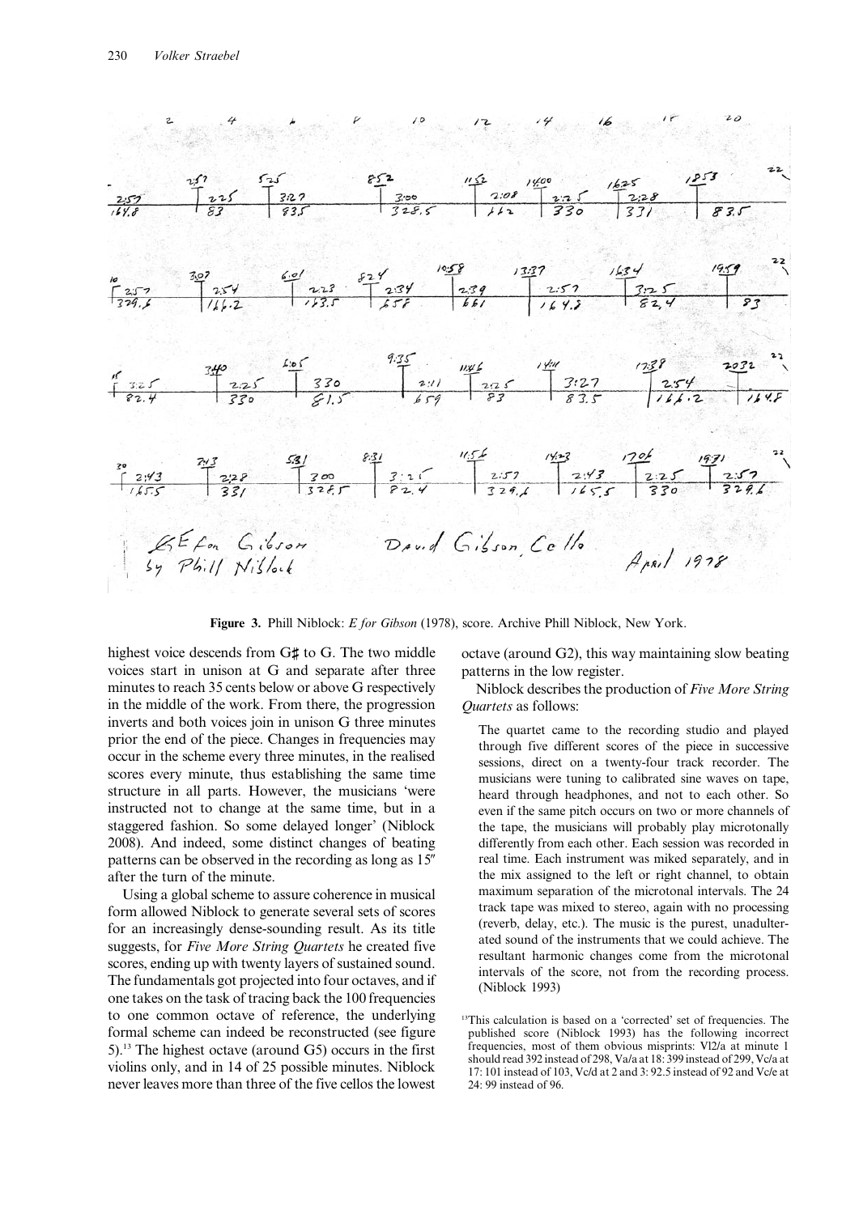**Figure 3.** Phill Niblock: *E for Gibson* (1978), score. Archive Phill Niblock, New York.

highest voice descends from G♯ to G. The two middle voices start in unison at G and separate after three minutes to reach 35 cents below or above G respectively in the middle of the work. From there, the progression inverts and both voices join in unison G three minutes prior the end of the piece. Changes in frequencies may occur in the scheme every three minutes, in the realised scores every minute, thus establishing the same time structure in all parts. However, the musicians 'were instructed not to change at the same time, but in a staggered fashion. So some delayed longer' (Niblock 2008). And indeed, some distinct changes of beating patterns can be observed in the recording as long as 15″ after the turn of the minute.

Using a global scheme to assure coherence in musical form allowed Niblock to generate several sets of scores for an increasingly dense-sounding result. As its title suggests, for *Five More String Quartets* he created five scores, ending up with twenty layers of sustained sound. The fundamentals got projected into four octaves, and if one takes on the task of tracing back the 100 frequencies to one common octave of reference, the underlying formal scheme can indeed be reconstructed (see figure 5).[13] The highest octave (around G5) occurs in the first violins only, and in 14 of 25 possible minutes. Niblock never leaves more than three of the five cellos the lowest octave (around G2), this way maintaining slow beating patterns in the low register.

Niblock describes the production of *Five More String Quartets* as follows:

> The quartet came to the recording studio and played through five different scores of the piece in successive sessions, direct on a twenty-four track recorder. The musicians were tuning to calibrated sine waves on tape, heard through headphones, and not to each other. So even if the same pitch occurs on two or more channels of the tape, the musicians will probably play microtonally differently from each other. Each session was recorded in real time. Each instrument was miked separately, and in the mix assigned to the left or right channel, to obtain maximum separation of the microtonal intervals. The 24 track tape was mixed to stereo, again with no processing (reverb, delay, etc.). The music is the purest, unadulterated sound of the instruments that we could achieve. The resultant harmonic changes come from the microtonal intervals of the score, not from the recording process. (Niblock 1993)

[13] This calculation is based on a 'corrected' set of frequencies. The published score (Niblock 1993) has the following incorrect frequencies, most of them obvious misprints: Vl2/a at minute 1 should read 392 instead of 298, Va/a at 18: 399 instead of 299, Vc/a at 17: 101 instead of 103, Vc/d at 2 and 3: 92.5 instead of 92 and Vc/e at 24: 99 instead of 96.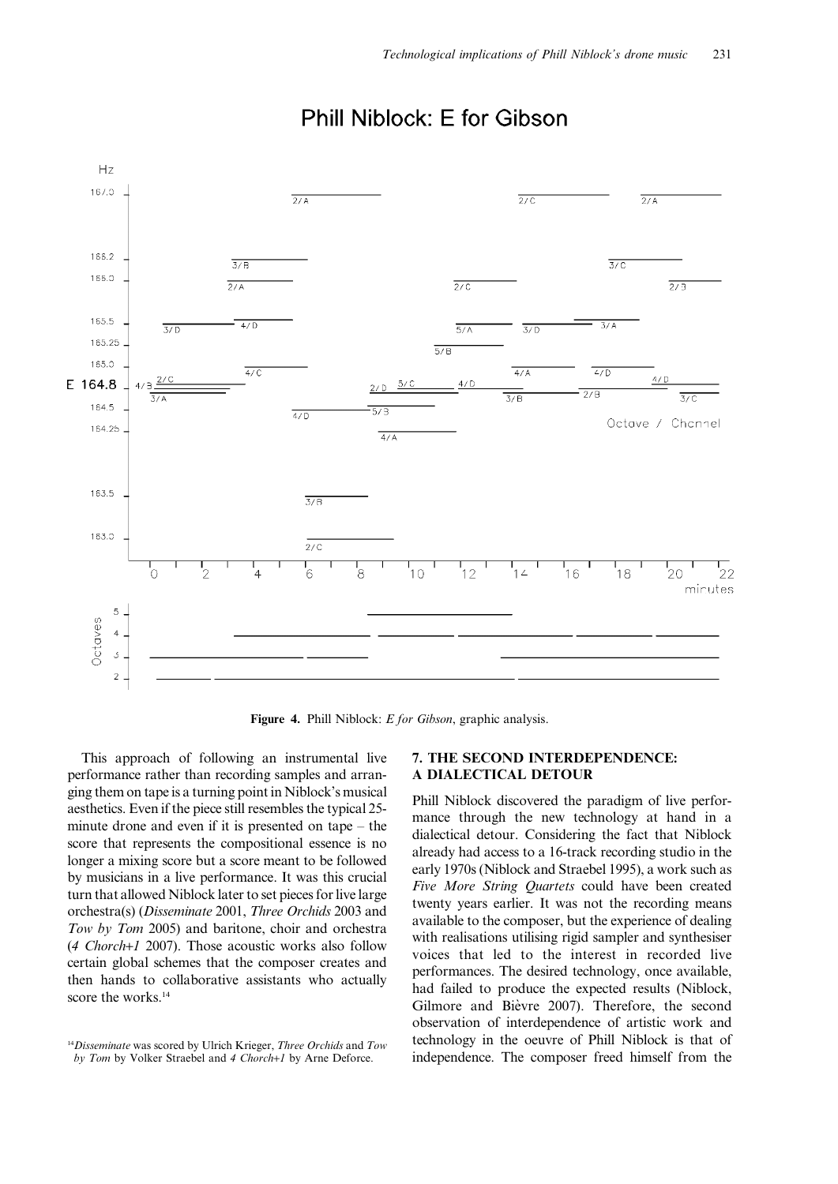**Figure 4.** Phill Niblock: *E for Gibson*, graphic analysis.

This approach of following an instrumental live performance rather than recording samples and arranging them on tape is a turning point in Niblock's musical aesthetics. Even if the piece still resembles the typical 25-minute drone and even if it is presented on tape – the score that represents the compositional essence is no longer a mixing score but a score meant to be followed by musicians in a live performance. It was this crucial turn that allowed Niblock later to set pieces for live large orchestra(s) (*Disseminate* 2001, *Three Orchids* 2003 and *Tow by Tom* 2005) and baritone, choir and orchestra (*4 Chorch+1* 2007). Those acoustic works also follow certain global schemes that the composer creates and then hands to collaborative assistants who actually score the works.[14]

[14] *Disseminate* was scored by Ulrich Krieger, *Three Orchids* and *Tow by Tom* by Volker Straebel and *4 Chorch+1* by Arne Deforce.

## 7. THE SECOND INTERDEPENDENCE: A DIALECTICAL DETOUR

Phill Niblock discovered the paradigm of live performance through the new technology at hand in a dialectical detour. Considering the fact that Niblock already had access to a 16-track recording studio in the early 1970s (Niblock and Straebel 1995), a work such as *Five More String Quartets* could have been created twenty years earlier. It was not the recording means available to the composer, but the experience of dealing with realisations utilising rigid sampler and synthesiser voices that led to the interest in recorded live performances. The desired technology, once available, had failed to produce the expected results (Niblock, Gilmore and Bièvre 2007). Therefore, the second observation of interdependence of artistic work and technology in the oeuvre of Phill Niblock is that of independence. The composer freed himself from the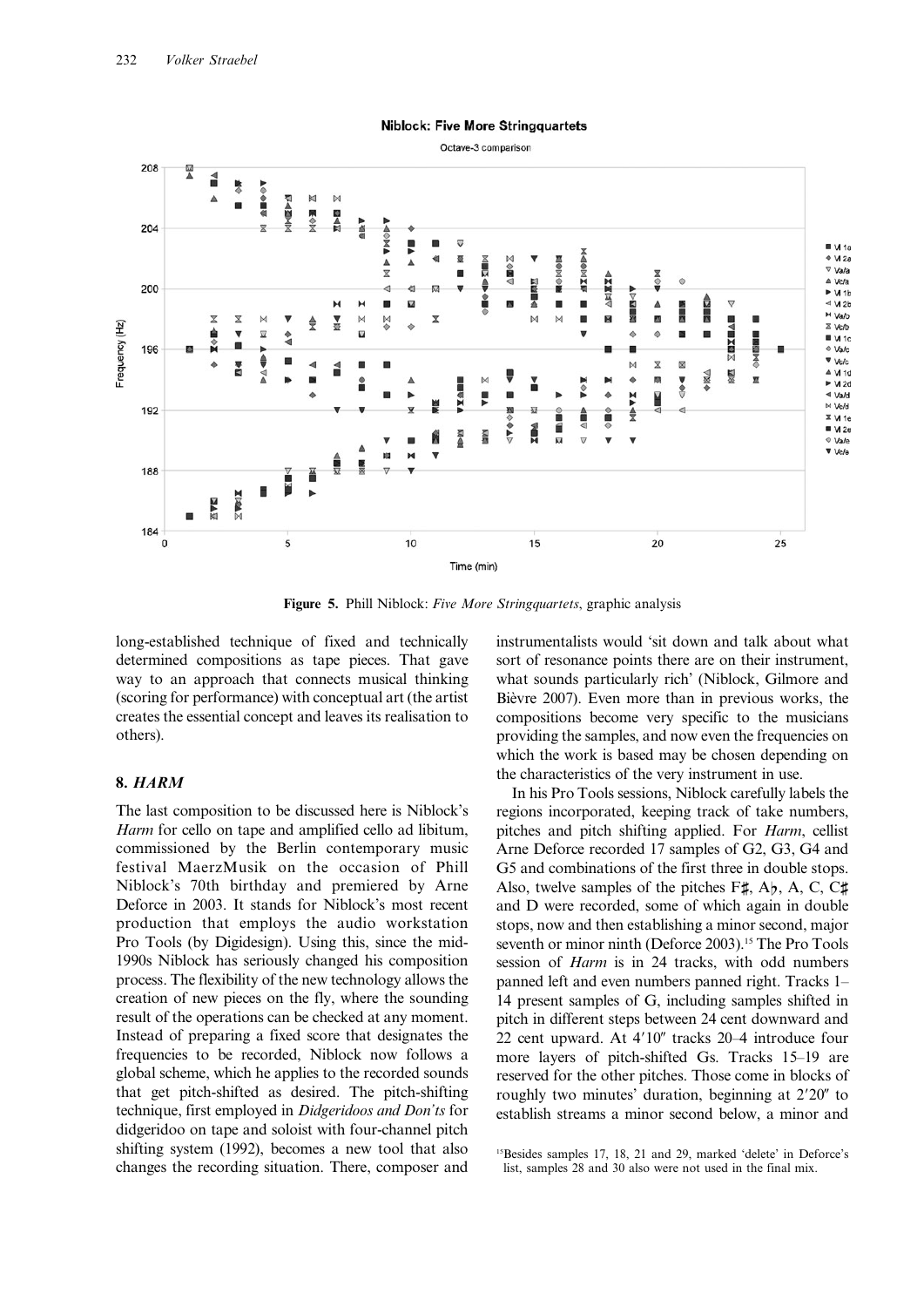**Figure 5.** Phill Niblock: *Five More Stringquartets*, graphic analysis

long-established technique of fixed and technically determined compositions as tape pieces. That gave way to an approach that connects musical thinking (scoring for performance) with conceptual art (the artist creates the essential concept and leaves its realisation to others).

## 8. *HARM*

The last composition to be discussed here is Niblock's *Harm* for cello on tape and amplified cello ad libitum, commissioned by the Berlin contemporary music festival MaerzMusik on the occasion of Phill Niblock's 70th birthday and premiered by Arne Deforce in 2003. It stands for Niblock's most recent production that employs the audio workstation Pro Tools (by Digidesign). Using this, since the mid-1990s Niblock has seriously changed his composition process. The flexibility of the new technology allows the creation of new pieces on the fly, where the sounding result of the operations can be checked at any moment. Instead of preparing a fixed score that designates the frequencies to be recorded, Niblock now follows a global scheme, which he applies to the recorded sounds that get pitch-shifted as desired. The pitch-shifting technique, first employed in *Didgeridoos and Don'ts* for didgeridoo on tape and soloist with four-channel pitch shifting system (1992), becomes a new tool that also changes the recording situation. There, composer and instrumentalists would 'sit down and talk about what sort of resonance points there are on their instrument, what sounds particularly rich' (Niblock, Gilmore and Bièvre 2007). Even more than in previous works, the compositions become very specific to the musicians providing the samples, and now even the frequencies on which the work is based may be chosen depending on the characteristics of the very instrument in use.

In his Pro Tools sessions, Niblock carefully labels the regions incorporated, keeping track of take numbers, pitches and pitch shifting applied. For *Harm*, cellist Arne Deforce recorded 17 samples of G2, G3, G4 and G5 and combinations of the first three in double stops. Also, twelve samples of the pitches F♯, A♭, A, C, C♯ and D were recorded, some of which again in double stops, now and then establishing a minor second, major seventh or minor ninth (Deforce 2003).[15] The Pro Tools session of *Harm* is in 24 tracks, with odd numbers panned left and even numbers panned right. Tracks 1–14 present samples of G, including samples shifted in pitch in different steps between 24 cent downward and 22 cent upward. At 4′10″ tracks 20–4 introduce four more layers of pitch-shifted Gs. Tracks 15–19 are reserved for the other pitches. Those come in blocks of roughly two minutes' duration, beginning at 2′20″ to establish streams a minor second below, a minor and

[15]Besides samples 17, 18, 21 and 29, marked 'delete' in Deforce's list, samples 28 and 30 also were not used in the final mix.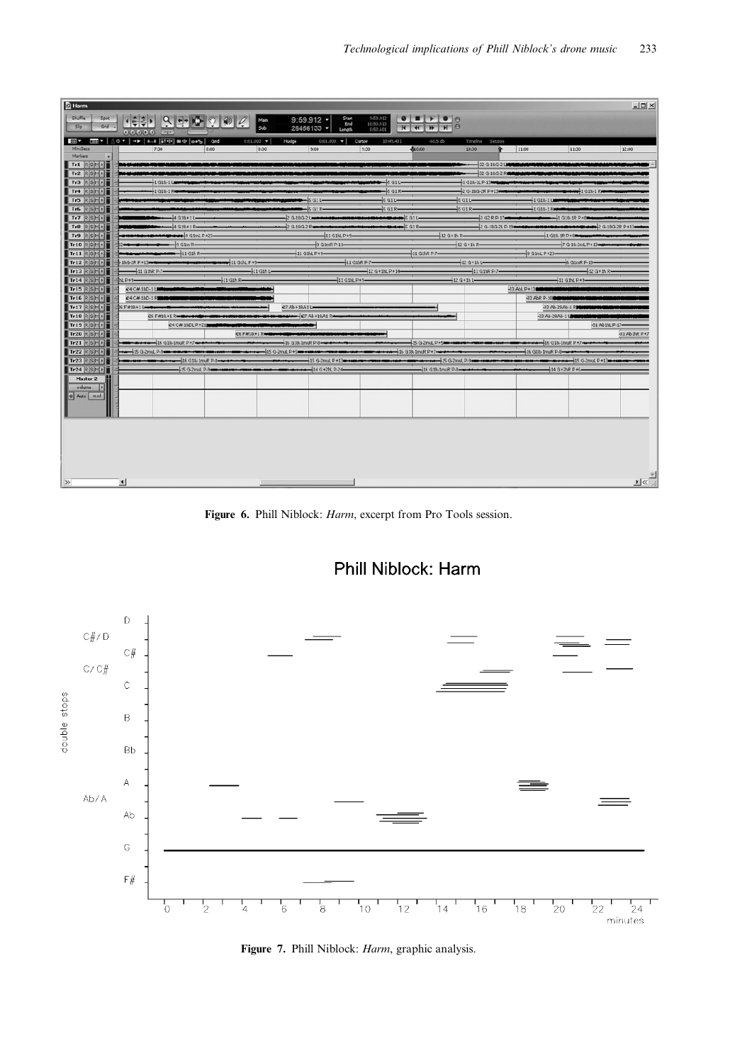Figure 6. Phill Niblock: *Harm*, excerpt from Pro Tools session.

Figure 7. Phill Niblock: *Harm*, graphic analysis.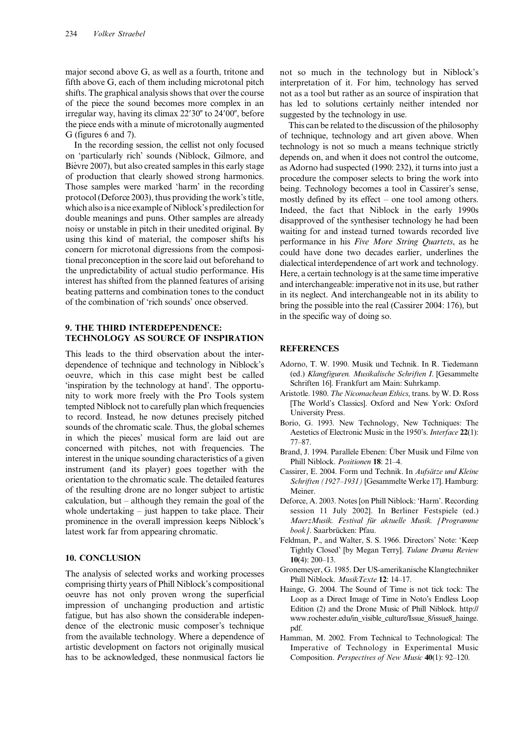major second above G, as well as a fourth, tritone and fifth above G, each of them including microtonal pitch shifts. The graphical analysis shows that over the course of the piece the sound becomes more complex in an irregular way, having its climax 22′30″ to 24′00″, before the piece ends with a minute of microtonally augmented G (figures 6 and 7).

In the recording session, the cellist not only focused on 'particularly rich' sounds (Niblock, Gilmore, and Bièvre 2007), but also created samples in this early stage of production that clearly showed strong harmonics. Those samples were marked 'harm' in the recording protocol (Deforce 2003), thus providing the work's title, which also is a nice example of Niblock's predilection for double meanings and puns. Other samples are already noisy or unstable in pitch in their unedited original. By using this kind of material, the composer shifts his concern for microtonal digressions from the compositional preconception in the score laid out beforehand to the unpredictability of actual studio performance. His interest has shifted from the planned features of arising beating patterns and combination tones to the conduct of the combination of 'rich sounds' once observed.

## 9. THE THIRD INTERDEPENDENCE: TECHNOLOGY AS SOURCE OF INSPIRATION

This leads to the third observation about the interdependence of technique and technology in Niblock's oeuvre, which in this case might best be called 'inspiration by the technology at hand'. The opportunity to work more freely with the Pro Tools system tempted Niblock not to carefully plan which frequencies to record. Instead, he now detunes precisely pitched sounds of the chromatic scale. Thus, the global schemes in which the pieces' musical form are laid out are concerned with pitches, not with frequencies. The interest in the unique sounding characteristics of a given instrument (and its player) goes together with the orientation to the chromatic scale. The detailed features of the resulting drone are no longer subject to artistic calculation, but – although they remain the goal of the whole undertaking – just happen to take place. Their prominence in the overall impression keeps Niblock's latest work far from appearing chromatic.

## 10. CONCLUSION

The analysis of selected works and working processes comprising thirty years of Phill Niblock's compositional oeuvre has not only proven wrong the superficial impression of unchanging production and artistic fatigue, but has also shown the considerable independence of the electronic music composer's technique from the available technology. Where a dependence of artistic development on factors not originally musical has to be acknowledged, these nonmusical factors lie not so much in the technology but in Niblock's interpretation of it. For him, technology has served not as a tool but rather as an source of inspiration that has led to solutions certainly neither intended nor suggested by the technology in use.

This can be related to the discussion of the philosophy of technique, technology and art given above. When technology is not so much a means technique strictly depends on, and when it does not control the outcome, as Adorno had suspected (1990: 232), it turns into just a procedure the composer selects to bring the work into being. Technology becomes a tool in Cassirer's sense, mostly defined by its effect – one tool among others. Indeed, the fact that Niblock in the early 1990s disapproved of the synthesiser technology he had been waiting for and instead turned towards recorded live performance in his *Five More String Quartets*, as he could have done two decades earlier, underlines the dialectical interdependence of art work and technology. Here, a certain technology is at the same time imperative and interchangeable: imperative not in its use, but rather in its neglect. And interchangeable not in its ability to bring the possible into the real (Cassirer 2004: 176), but in the specific way of doing so.

## REFERENCES

Adorno, T. W. 1990. Musik und Technik. In R. Tiedemann (ed.) *Klangfiguren. Musikalische Schriften I*. [Gesammelte Schriften 16]. Frankfurt am Main: Suhrkamp.

Aristotle. 1980. *The Nicomachean Ethics*, trans. by W. D. Ross [The World's Classics]. Oxford and New York: Oxford University Press.

Borio, G. 1993. New Technology, New Techniques: The Aestetics of Electronic Music in the 1950's. *Interface* **22**(1): 77–87.

Brand, J. 1994. Parallele Ebenen: Über Musik und Filme von Phill Niblock. *Positionen* **18**: 21–4.

Cassirer, E. 2004. Form und Technik. In *Aufsätze und Kleine Schriften (1927–1931)* [Gesammelte Werke 17]. Hamburg: Meiner.

Deforce, A. 2003. Notes [on Phill Niblock: 'Harm'. Recording session 11 July 2002]. In Berliner Festspiele (ed.) *MaerzMusik. Festival für aktuelle Musik. [Programme book]*. Saarbrücken: Pfau.

Feldman, P., and Walter, S. S. 1966. Directors' Note: 'Keep Tightly Closed' [by Megan Terry]. *Tulane Drama Review* **10**(4): 200–13.

Gronemeyer, G. 1985. Der US-amerikanische Klangtechniker Phill Niblock. *MusikTexte* **12**: 14–17.

Hainge, G. 2004. The Sound of Time is not tick tock: The Loop as a Direct Image of Time in Noto's Endless Loop Edition (2) and the Drone Music of Phill Niblock. http://www.rochester.edu/in_visible_culture/Issue_8/issue8_hainge.pdf.

Hamman, M. 2002. From Technical to Technological: The Imperative of Technology in Experimental Music Composition. *Perspectives of New Music* **40**(1): 92–120.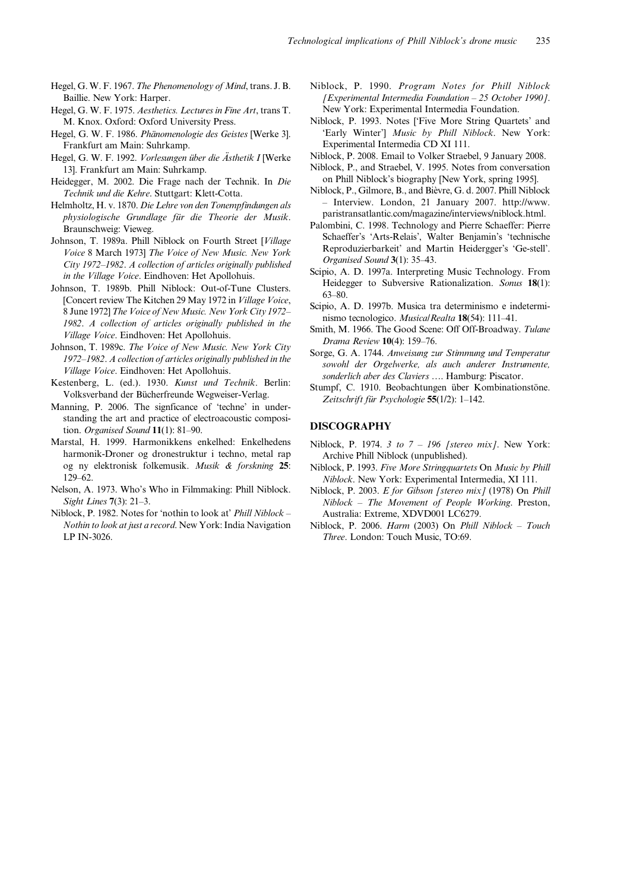Hegel, G. W. F. 1967. *The Phenomenology of Mind*, trans. J. B. Baillie. New York: Harper.

Hegel, G. W. F. 1975. *Aesthetics. Lectures in Fine Art*, trans T. M. Knox. Oxford: Oxford University Press.

Hegel, G. W. F. 1986. *Phänomenologie des Geistes* [Werke 3]. Frankfurt am Main: Suhrkamp.

Hegel, G. W. F. 1992. *Vorlesungen über die Ästhetik I* [Werke 13]. Frankfurt am Main: Suhrkamp.

Heidegger, M. 2002. Die Frage nach der Technik. In *Die Technik und die Kehre*. Stuttgart: Klett-Cotta.

Helmholtz, H. v. 1870. *Die Lehre von den Tonempfindungen als physiologische Grundlage für die Theorie der Musik*. Braunschweig: Vieweg.

Johnson, T. 1989a. Phill Niblock on Fourth Street [*Village Voice* 8 March 1973] *The Voice of New Music. New York City 1972–1982. A collection of articles originally published in the Village Voice*. Eindhoven: Het Apollohuis.

Johnson, T. 1989b. Phill Niblock: Out-of-Tune Clusters. [Concert review The Kitchen 29 May 1972 in *Village Voice*, 8 June 1972] *The Voice of New Music. New York City 1972–1982. A collection of articles originally published in the Village Voice*. Eindhoven: Het Apollohuis.

Johnson, T. 1989c. *The Voice of New Music. New York City 1972–1982. A collection of articles originally published in the Village Voice*. Eindhoven: Het Apollohuis.

Kestenberg, L. (ed.). 1930. *Kunst und Technik*. Berlin: Volksverband der Bücherfreunde Wegweiser-Verlag.

Manning, P. 2006. The signficance of 'techne' in understanding the art and practice of electroacoustic composition. *Organised Sound* **11**(1): 81–90.

Marstal, H. 1999. Harmonikkens enkelhed: Enkelhedens harmonik-Droner og dronestruktur i techno, metal rap og ny elektronisk folkemusik. *Musik & forskning* **25**: 129–62.

Nelson, A. 1973. Who's Who in Filmmaking: Phill Niblock. *Sight Lines* **7**(3): 21–3.

Niblock, P. 1982. Notes for 'nothin to look at' *Phill Niblock – Nothin to look at just a record*. New York: India Navigation LP IN-3026.

Niblock, P. 1990. *Program Notes for Phill Niblock [Experimental Intermedia Foundation – 25 October 1990]*. New York: Experimental Intermedia Foundation.

Niblock, P. 1993. Notes ['Five More String Quartets' and 'Early Winter'] *Music by Phill Niblock*. New York: Experimental Intermedia CD XI 111.

Niblock, P. 2008. Email to Volker Straebel, 9 January 2008.

Niblock, P., and Straebel, V. 1995. Notes from conversation on Phill Niblock's biography [New York, spring 1995].

Niblock, P., Gilmore, B., and Bièvre, G. d. 2007. Phill Niblock – Interview. London, 21 January 2007. http://www.paristransatlantic.com/magazine/interviews/niblock.html.

Palombini, C. 1998. Technology and Pierre Schaeffer: Pierre Schaeffer's 'Arts-Relais', Walter Benjamin's 'technische Reproduzierbarkeit' and Martin Heidergger's 'Ge-stell'. *Organised Sound* **3**(1): 35–43.

Scipio, A. D. 1997a. Interpreting Music Technology. From Heidegger to Subversive Rationalization. *Sonus* **18**(1): 63–80.

Scipio, A. D. 1997b. Musica tra determinismo e indeterminismo tecnologico. *Musica/Realta* **18**(54): 111–41.

Smith, M. 1966. The Good Scene: Off Off-Broadway. *Tulane Drama Review* **10**(4): 159–76.

Sorge, G. A. 1744. *Anweisung zur Stimmung und Temperatur sowohl der Orgelwerke, als auch anderer Instrumente, sonderlich aber des Claviers …*. Hamburg: Piscator.

Stumpf, C. 1910. Beobachtungen über Kombinationstöne. *Zeitschrift für Psychologie* **55**(1/2): 1–142.

## DISCOGRAPHY

Niblock, P. 1974. *3 to 7 – 196 [stereo mix]*. New York: Archive Phill Niblock (unpublished).

Niblock, P. 1993. *Five More Stringquartets* On *Music by Phill Niblock*. New York: Experimental Intermedia, XI 111.

Niblock, P. 2003. *E for Gibson [stereo mix]* (1978) On *Phill Niblock – The Movement of People Working*. Preston, Australia: Extreme, XDVD001 LC6279.

Niblock, P. 2006. *Harm* (2003) On *Phill Niblock – Touch Three*. London: Touch Music, TO:69.